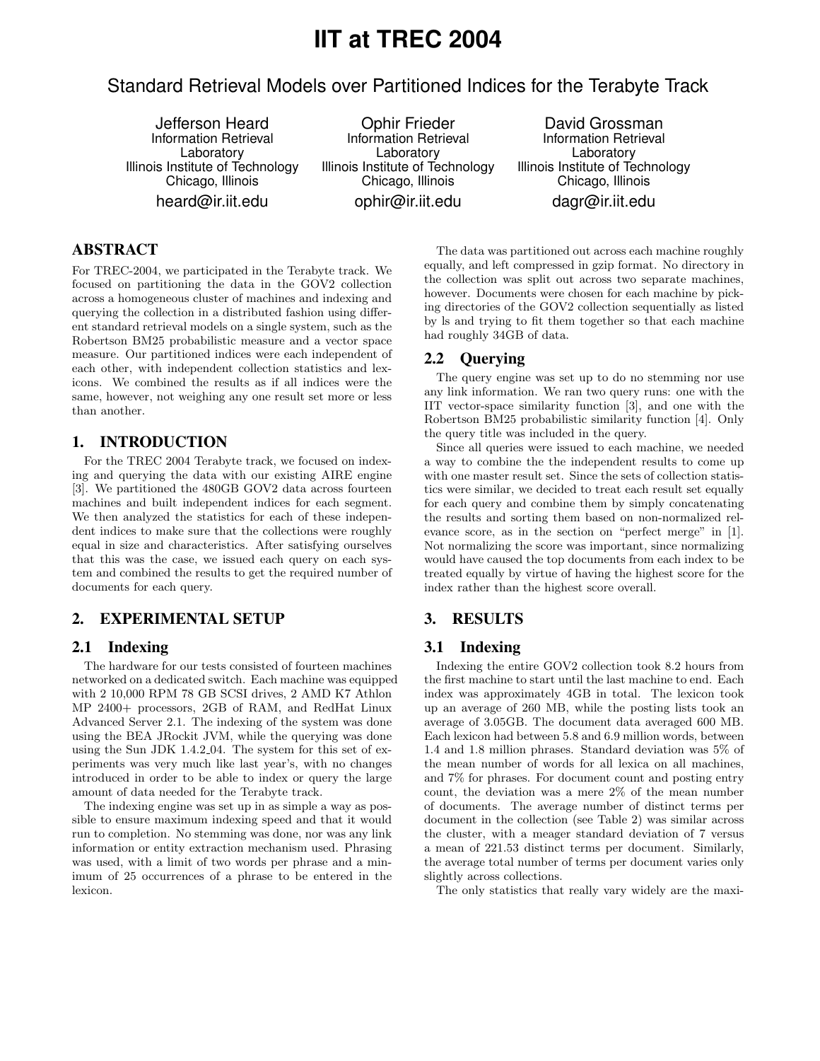// 1

# IIT at TREC 2004

## Standard Retrieval Models over Partitioned Indices for the Terabyte Track

Jefferson Heard
Information Retrieval Laboratory
Illinois Institute of Technology
Chicago, Illinois
heard@ir.iit.edu

Ophir Frieder
Information Retrieval Laboratory
Illinois Institute of Technology
Chicago, Illinois
ophir@ir.iit.edu

David Grossman
Information Retrieval Laboratory
Illinois Institute of Technology
Chicago, Illinois
dagr@ir.iit.edu

## ABSTRACT

For TREC-2004, we participated in the Terabyte track. We focused on partitioning the data in the GOV2 collection across a homogeneous cluster of machines and indexing and querying the collection in a distributed fashion using different standard retrieval models on a single system, such as the Robertson BM25 probabilistic measure and a vector space measure. Our partitioned indices were each independent of each other, with independent collection statistics and lexicons. We combined the results as if all indices were the same, however, not weighing any one result set more or less than another.

## 1. INTRODUCTION

For the TREC 2004 Terabyte track, we focused on indexing and querying the data with our existing AIRE engine [3]. We partitioned the 480GB GOV2 data across fourteen machines and built independent indices for each segment. We then analyzed the statistics for each of these independent indices to make sure that the collections were roughly equal in size and characteristics. After satisfying ourselves that this was the case, we issued each query on each system and combined the results to get the required number of documents for each query.

## 2. EXPERIMENTAL SETUP

### 2.1 Indexing

The hardware for our tests consisted of fourteen machines networked on a dedicated switch. Each machine was equipped with 2 10,000 RPM 78 GB SCSI drives, 2 AMD K7 Athlon MP 2400+ processors, 2GB of RAM, and RedHat Linux Advanced Server 2.1. The indexing of the system was done using the BEA JRockit JVM, while the querying was done using the Sun JDK 1.4.2_04. The system for this set of experiments was very much like last year's, with no changes introduced in order to be able to index or query the large amount of data needed for the Terabyte track.

The indexing engine was set up in as simple a way as possible to ensure maximum indexing speed and that it would run to completion. No stemming was done, nor was any link information or entity extraction mechanism used. Phrasing was used, with a limit of two words per phrase and a minimum of 25 occurrences of a phrase to be entered in the lexicon.

The data was partitioned out across each machine roughly equally, and left compressed in gzip format. No directory in the collection was split out across two separate machines, however. Documents were chosen for each machine by picking directories of the GOV2 collection sequentially as listed by ls and trying to fit them together so that each machine had roughly 34GB of data.

### 2.2 Querying

The query engine was set up to do no stemming nor use any link information. We ran two query runs: one with the IIT vector-space similarity function [3], and one with the Robertson BM25 probabilistic similarity function [4]. Only the query title was included in the query.

Since all queries were issued to each machine, we needed a way to combine the the independent results to come up with one master result set. Since the sets of collection statistics were similar, we decided to treat each result set equally for each query and combine them by simply concatenating the results and sorting them based on non-normalized relevance score, as in the section on "perfect merge" in [1]. Not normalizing the score was important, since normalizing would have caused the top documents from each index to be treated equally by virtue of having the highest score for the index rather than the highest score overall.

## 3. RESULTS

### 3.1 Indexing

Indexing the entire GOV2 collection took 8.2 hours from the first machine to start until the last machine to end. Each index was approximately 4GB in total. The lexicon took up an average of 260 MB, while the posting lists took an average of 3.05GB. The document data averaged 600 MB. Each lexicon had between 5.8 and 6.9 million words, between 1.4 and 1.8 million phrases. Standard deviation was 5% of the mean number of words for all lexica on all machines, and 7% for phrases. For document count and posting entry count, the deviation was a mere 2% of the mean number of documents. The average number of distinct terms per document in the collection (see Table 2) was similar across the cluster, with a meager standard deviation of 7 versus a mean of 221.53 distinct terms per document. Similarly, the average total number of terms per document varies only slightly across collections.

The only statistics that really vary widely are the maxi-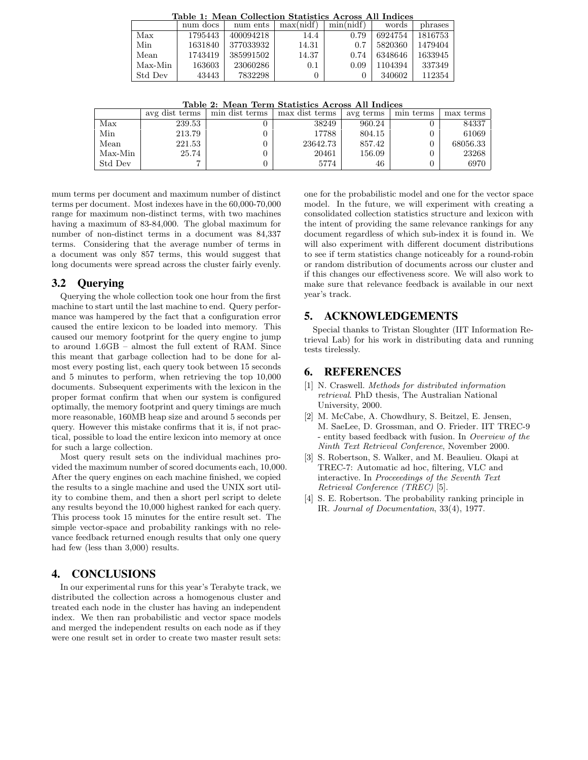**Table 1: Mean Collection Statistics Across All Indices**

| | num docs | num ents | max(nidf) | min(nidf) | words | phrases |
|---|---|---|---|---|---|---|
| Max | 1795443 | 400094218 | 14.4 | 0.79 | 6924754 | 1816753 |
| Min | 1631840 | 377033932 | 14.31 | 0.7 | 5820360 | 1479404 |
| Mean | 1743419 | 385991502 | 14.37 | 0.74 | 6348646 | 1633945 |
| Max-Min | 163603 | 23060286 | 0.1 | 0.09 | 1104394 | 337349 |
| Std Dev | 43443 | 7832298 | 0 | 0 | 340602 | 112354 |

**Table 2: Mean Term Statistics Across All Indices**

| | avg dist terms | min dist terms | max dist terms | avg terms | min terms | max terms |
|---|---|---|---|---|---|---|
| Max | 239.53 | 0 | 38249 | 960.24 | 0 | 84337 |
| Min | 213.79 | 0 | 17788 | 804.15 | 0 | 61069 |
| Mean | 221.53 | 0 | 23642.73 | 857.42 | 0 | 68056.33 |
| Max-Min | 25.74 | 0 | 20461 | 156.09 | 0 | 23268 |
| Std Dev | 7 | 0 | 5774 | 46 | 0 | 6970 |

mum terms per document and maximum number of distinct terms per document. Most indexes have in the 60,000-70,000 range for maximum non-distinct terms, with two machines having a maximum of 83-84,000. The global maximum for number of non-distinct terms in a document was 84,337 terms. Considering that the average number of terms in a document was only 857 terms, this would suggest that long documents were spread across the cluster fairly evenly.

## 3.2 Querying

Querying the whole collection took one hour from the first machine to start until the last machine to end. Query performance was hampered by the fact that a configuration error caused the entire lexicon to be loaded into memory. This caused our memory footprint for the query engine to jump to around 1.6GB – almost the full extent of RAM. Since this meant that garbage collection had to be done for almost every posting list, each query took between 15 seconds and 5 minutes to perform, when retrieving the top 10,000 documents. Subsequent experiments with the lexicon in the proper format confirm that when our system is configured optimally, the memory footprint and query timings are much more reasonable, 160MB heap size and around 5 seconds per query. However this mistake confirms that it is, if not practical, possible to load the entire lexicon into memory at once for such a large collection.

Most query result sets on the individual machines provided the maximum number of scored documents each, 10,000. After the query engines on each machine finished, we copied the results to a single machine and used the UNIX sort utility to combine them, and then a short perl script to delete any results beyond the 10,000 highest ranked for each query. This process took 15 minutes for the entire result set. The simple vector-space and probability rankings with no relevance feedback returned enough results that only one query had few (less than 3,000) results.

# 4. CONCLUSIONS

In our experimental runs for this year's Terabyte track, we distributed the collection across a homogenous cluster and treated each node in the cluster has having an independent index. We then ran probabilistic and vector space models and merged the independent results on each node as if they were one result set in order to create two master result sets: one for the probabilistic model and one for the vector space model. In the future, we will experiment with creating a consolidated collection statistics structure and lexicon with the intent of providing the same relevance rankings for any document regardless of which sub-index it is found in. We will also experiment with different document distributions to see if term statistics change noticeably for a round-robin or random distribution of documents across our cluster and if this changes our effectiveness score. We will also work to make sure that relevance feedback is available in our next year's track.

# 5. ACKNOWLEDGEMENTS

Special thanks to Tristan Sloughter (IIT Information Retrieval Lab) for his work in distributing data and running tests tirelessly.

# 6. REFERENCES

[1] N. Craswell. *Methods for distributed information retrieval*. PhD thesis, The Australian National University, 2000.

[2] M. McCabe, A. Chowdhury, S. Beitzel, E. Jensen, M. SaeLee, D. Grossman, and O. Frieder. IIT TREC-9 - entity based feedback with fusion. In *Overview of the Ninth Text Retrieval Conference*, November 2000.

[3] S. Robertson, S. Walker, and M. Beaulieu. Okapi at TREC-7: Automatic ad hoc, filtering, VLC and interactive. In *Proceeedings of the Seventh Text Retrieval Conference (TREC)* [5].

[4] S. E. Robertson. The probability ranking principle in IR. *Journal of Documentation*, 33(4), 1977.